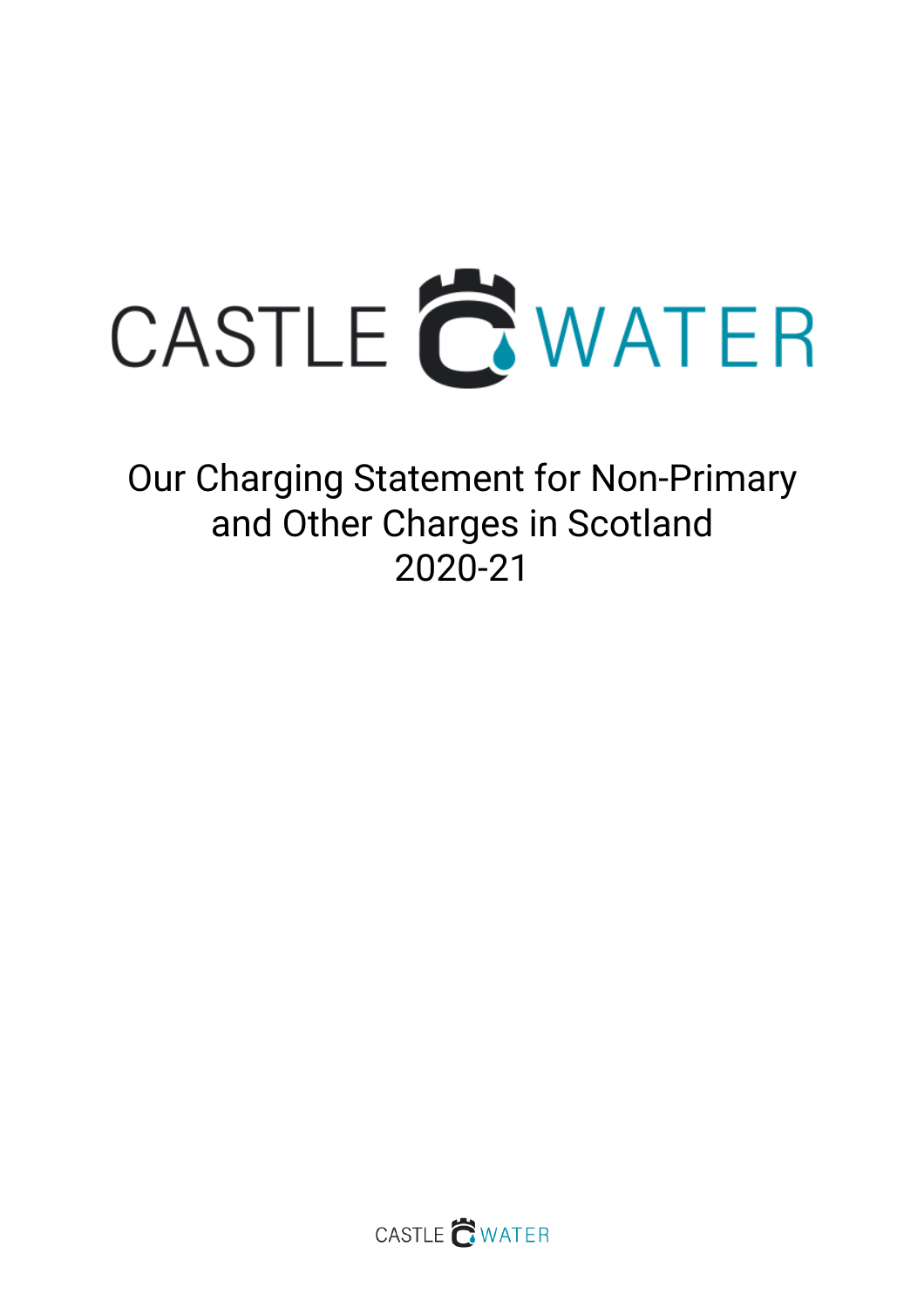# CASTLE WATER

# Our Charging Statement for Non-Primary and Other Charges in Scotland 2020-21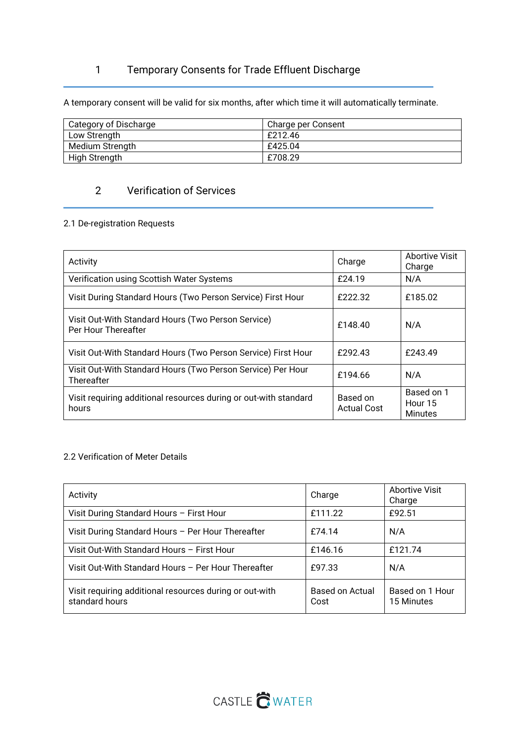## 1 Temporary Consents for Trade Effluent Discharge

A temporary consent will be valid for six months, after which time it will automatically terminate.

| Category of Discharge | Charge per Consent |
|---|---|
| Low Strength | £212.46 |
| Medium Strength | £425.04 |
| High Strength | £708.29 |

## 2 Verification of Services

### 2.1 De-registration Requests

| Activity | Charge | Abortive Visit Charge |
|---|---|---|
| Verification using Scottish Water Systems | £24.19 | N/A |
| Visit During Standard Hours (Two Person Service) First Hour | £222.32 | £185.02 |
| Visit Out-With Standard Hours (Two Person Service) Per Hour Thereafter | £148.40 | N/A |
| Visit Out-With Standard Hours (Two Person Service) First Hour | £292.43 | £243.49 |
| Visit Out-With Standard Hours (Two Person Service) Per Hour Thereafter | £194.66 | N/A |
| Visit requiring additional resources during or out-with standard hours | Based on Actual Cost | Based on 1 Hour 15 Minutes |

### 2.2 Verification of Meter Details

| Activity | Charge | Abortive Visit Charge |
|---|---|---|
| Visit During Standard Hours – First Hour | £111.22 | £92.51 |
| Visit During Standard Hours – Per Hour Thereafter | £74.14 | N/A |
| Visit Out-With Standard Hours – First Hour | £146.16 | £121.74 |
| Visit Out-With Standard Hours – Per Hour Thereafter | £97.33 | N/A |
| Visit requiring additional resources during or out-with standard hours | Based on Actual Cost | Based on 1 Hour 15 Minutes |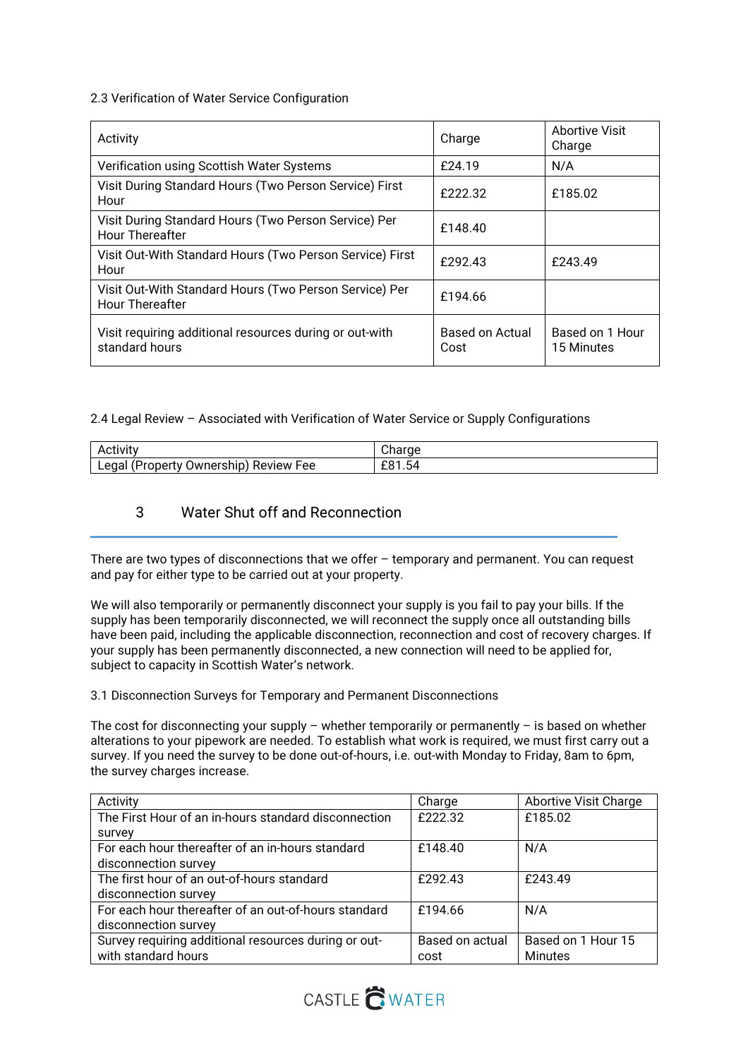2.3 Verification of Water Service Configuration

| Activity | Charge | Abortive Visit Charge |
|---|---|---|
| Verification using Scottish Water Systems | £24.19 | N/A |
| Visit During Standard Hours (Two Person Service) First Hour | £222.32 | £185.02 |
| Visit During Standard Hours (Two Person Service) Per Hour Thereafter | £148.40 | |
| Visit Out-With Standard Hours (Two Person Service) First Hour | £292.43 | £243.49 |
| Visit Out-With Standard Hours (Two Person Service) Per Hour Thereafter | £194.66 | |
| Visit requiring additional resources during or out-with standard hours | Based on Actual Cost | Based on 1 Hour 15 Minutes |

2.4 Legal Review – Associated with Verification of Water Service or Supply Configurations

| Activity | Charge |
|---|---|
| Legal (Property Ownership) Review Fee | £81.54 |

## 3 Water Shut off and Reconnection

There are two types of disconnections that we offer – temporary and permanent. You can request and pay for either type to be carried out at your property.

We will also temporarily or permanently disconnect your supply is you fail to pay your bills. If the supply has been temporarily disconnected, we will reconnect the supply once all outstanding bills have been paid, including the applicable disconnection, reconnection and cost of recovery charges. If your supply has been permanently disconnected, a new connection will need to be applied for, subject to capacity in Scottish Water's network.

3.1 Disconnection Surveys for Temporary and Permanent Disconnections

The cost for disconnecting your supply – whether temporarily or permanently – is based on whether alterations to your pipework are needed. To establish what work is required, we must first carry out a survey. If you need the survey to be done out-of-hours, i.e. out-with Monday to Friday, 8am to 6pm, the survey charges increase.

| Activity | Charge | Abortive Visit Charge |
|---|---|---|
| The First Hour of an in-hours standard disconnection survey | £222.32 | £185.02 |
| For each hour thereafter of an in-hours standard disconnection survey | £148.40 | N/A |
| The first hour of an out-of-hours standard disconnection survey | £292.43 | £243.49 |
| For each hour thereafter of an out-of-hours standard disconnection survey | £194.66 | N/A |
| Survey requiring additional resources during or out-with standard hours | Based on actual cost | Based on 1 Hour 15 Minutes |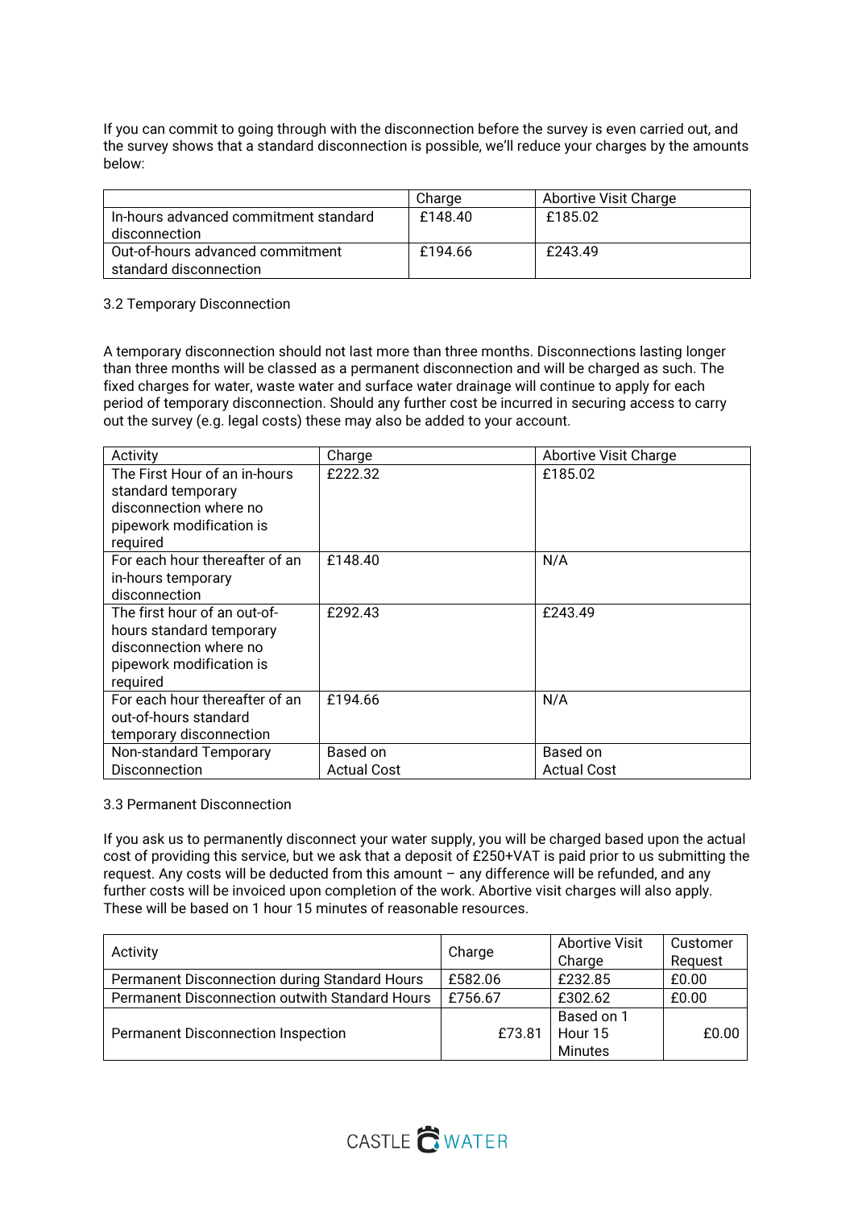If you can commit to going through with the disconnection before the survey is even carried out, and the survey shows that a standard disconnection is possible, we'll reduce your charges by the amounts below:

| | Charge | Abortive Visit Charge |
|---|---|---|
| In-hours advanced commitment standard disconnection | £148.40 | £185.02 |
| Out-of-hours advanced commitment standard disconnection | £194.66 | £243.49 |

### 3.2 Temporary Disconnection

A temporary disconnection should not last more than three months. Disconnections lasting longer than three months will be classed as a permanent disconnection and will be charged as such. The fixed charges for water, waste water and surface water drainage will continue to apply for each period of temporary disconnection. Should any further cost be incurred in securing access to carry out the survey (e.g. legal costs) these may also be added to your account.

| Activity | Charge | Abortive Visit Charge |
|---|---|---|
| The First Hour of an in-hours standard temporary disconnection where no pipework modification is required | £222.32 | £185.02 |
| For each hour thereafter of an in-hours temporary disconnection | £148.40 | N/A |
| The first hour of an out-of-hours standard temporary disconnection where no pipework modification is required | £292.43 | £243.49 |
| For each hour thereafter of an out-of-hours standard temporary disconnection | £194.66 | N/A |
| Non-standard Temporary Disconnection | Based on Actual Cost | Based on Actual Cost |

### 3.3 Permanent Disconnection

If you ask us to permanently disconnect your water supply, you will be charged based upon the actual cost of providing this service, but we ask that a deposit of £250+VAT is paid prior to us submitting the request. Any costs will be deducted from this amount – any difference will be refunded, and any further costs will be invoiced upon completion of the work. Abortive visit charges will also apply. These will be based on 1 hour 15 minutes of reasonable resources.

| Activity | Charge | Abortive Visit Charge | Customer Request |
|---|---|---|---|
| Permanent Disconnection during Standard Hours | £582.06 | £232.85 | £0.00 |
| Permanent Disconnection outwith Standard Hours | £756.67 | £302.62 | £0.00 |
| Permanent Disconnection Inspection | £73.81 | Based on 1 Hour 15 Minutes | £0.00 |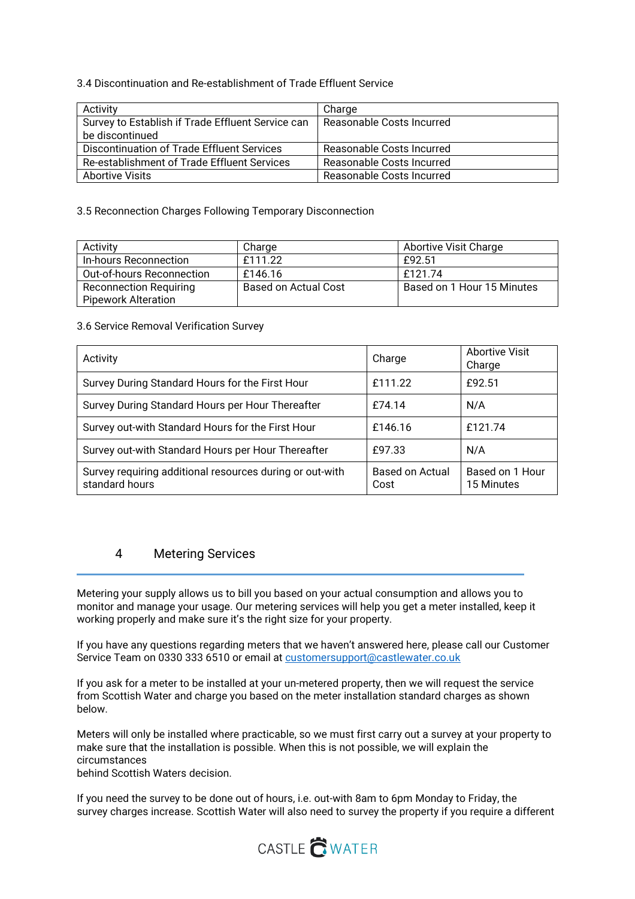3.4 Discontinuation and Re-establishment of Trade Effluent Service

| Activity | Charge |
|---|---|
| Survey to Establish if Trade Effluent Service can be discontinued | Reasonable Costs Incurred |
| Discontinuation of Trade Effluent Services | Reasonable Costs Incurred |
| Re-establishment of Trade Effluent Services | Reasonable Costs Incurred |
| Abortive Visits | Reasonable Costs Incurred |

3.5 Reconnection Charges Following Temporary Disconnection

| Activity | Charge | Abortive Visit Charge |
|---|---|---|
| In-hours Reconnection | £111.22 | £92.51 |
| Out-of-hours Reconnection | £146.16 | £121.74 |
| Reconnection Requiring Pipework Alteration | Based on Actual Cost | Based on 1 Hour 15 Minutes |

3.6 Service Removal Verification Survey

| Activity | Charge | Abortive Visit Charge |
|---|---|---|
| Survey During Standard Hours for the First Hour | £111.22 | £92.51 |
| Survey During Standard Hours per Hour Thereafter | £74.14 | N/A |
| Survey out-with Standard Hours for the First Hour | £146.16 | £121.74 |
| Survey out-with Standard Hours per Hour Thereafter | £97.33 | N/A |
| Survey requiring additional resources during or out-with standard hours | Based on Actual Cost | Based on 1 Hour 15 Minutes |

## 4 Metering Services

Metering your supply allows us to bill you based on your actual consumption and allows you to monitor and manage your usage. Our metering services will help you get a meter installed, keep it working properly and make sure it's the right size for your property.

If you have any questions regarding meters that we haven't answered here, please call our Customer Service Team on 0330 333 6510 or email at customersupport@castlewater.co.uk

If you ask for a meter to be installed at your un-metered property, then we will request the service from Scottish Water and charge you based on the meter installation standard charges as shown below.

Meters will only be installed where practicable, so we must first carry out a survey at your property to make sure that the installation is possible. When this is not possible, we will explain the circumstances behind Scottish Waters decision.

If you need the survey to be done out of hours, i.e. out-with 8am to 6pm Monday to Friday, the survey charges increase. Scottish Water will also need to survey the property if you require a different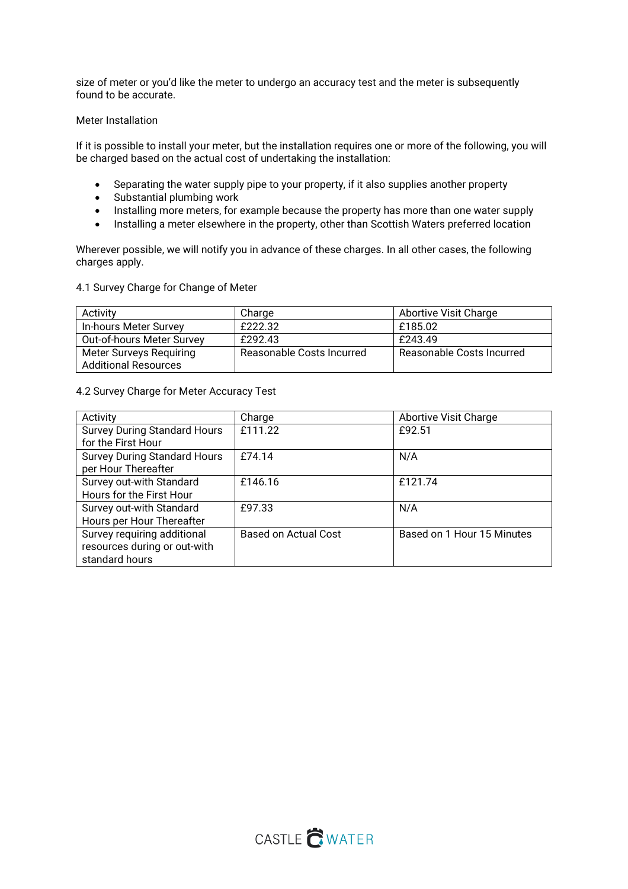size of meter or you'd like the meter to undergo an accuracy test and the meter is subsequently found to be accurate.

Meter Installation

If it is possible to install your meter, but the installation requires one or more of the following, you will be charged based on the actual cost of undertaking the installation:

- Separating the water supply pipe to your property, if it also supplies another property
- Substantial plumbing work
- Installing more meters, for example because the property has more than one water supply
- Installing a meter elsewhere in the property, other than Scottish Waters preferred location

Wherever possible, we will notify you in advance of these charges. In all other cases, the following charges apply.

4.1 Survey Charge for Change of Meter

| Activity | Charge | Abortive Visit Charge |
|---|---|---|
| In-hours Meter Survey | £222.32 | £185.02 |
| Out-of-hours Meter Survey | £292.43 | £243.49 |
| Meter Surveys Requiring Additional Resources | Reasonable Costs Incurred | Reasonable Costs Incurred |

4.2 Survey Charge for Meter Accuracy Test

| Activity | Charge | Abortive Visit Charge |
|---|---|---|
| Survey During Standard Hours for the First Hour | £111.22 | £92.51 |
| Survey During Standard Hours per Hour Thereafter | £74.14 | N/A |
| Survey out-with Standard Hours for the First Hour | £146.16 | £121.74 |
| Survey out-with Standard Hours per Hour Thereafter | £97.33 | N/A |
| Survey requiring additional resources during or out-with standard hours | Based on Actual Cost | Based on 1 Hour 15 Minutes |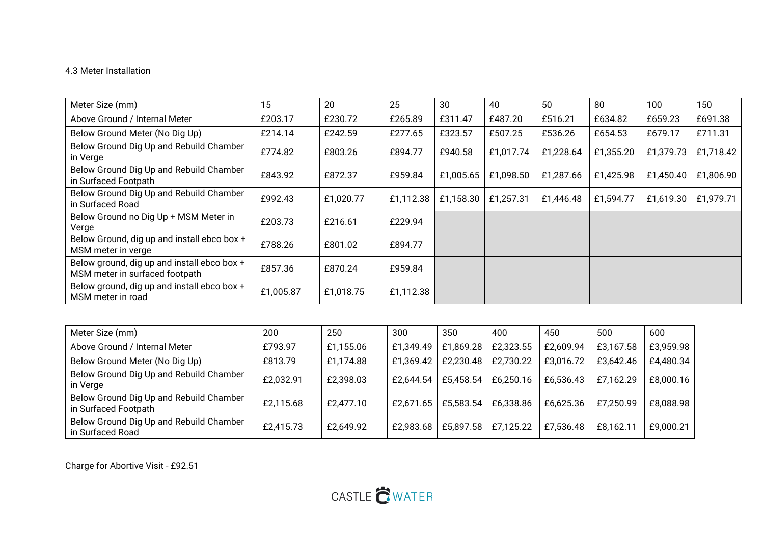4.3 Meter Installation

| Meter Size (mm) | 15 | 20 | 25 | 30 | 40 | 50 | 80 | 100 | 150 |
|---|---|---|---|---|---|---|---|---|---|
| Above Ground / Internal Meter | £203.17 | £230.72 | £265.89 | £311.47 | £487.20 | £516.21 | £634.82 | £659.23 | £691.38 |
| Below Ground Meter (No Dig Up) | £214.14 | £242.59 | £277.65 | £323.57 | £507.25 | £536.26 | £654.53 | £679.17 | £711.31 |
| Below Ground Dig Up and Rebuild Chamber in Verge | £774.82 | £803.26 | £894.77 | £940.58 | £1,017.74 | £1,228.64 | £1,355.20 | £1,379.73 | £1,718.42 |
| Below Ground Dig Up and Rebuild Chamber in Surfaced Footpath | £843.92 | £872.37 | £959.84 | £1,005.65 | £1,098.50 | £1,287.66 | £1,425.98 | £1,450.40 | £1,806.90 |
| Below Ground Dig Up and Rebuild Chamber in Surfaced Road | £992.43 | £1,020.77 | £1,112.38 | £1,158.30 | £1,257.31 | £1,446.48 | £1,594.77 | £1,619.30 | £1,979.71 |
| Below Ground no Dig Up + MSM Meter in Verge | £203.73 | £216.61 | £229.94 | | | | | | |
| Below Ground, dig up and install ebco box + MSM meter in verge | £788.26 | £801.02 | £894.77 | | | | | | |
| Below ground, dig up and install ebco box + MSM meter in surfaced footpath | £857.36 | £870.24 | £959.84 | | | | | | |
| Below ground, dig up and install ebco box + MSM meter in road | £1,005.87 | £1,018.75 | £1,112.38 | | | | | | |

| Meter Size (mm) | 200 | 250 | 300 | 350 | 400 | 450 | 500 | 600 |
|---|---|---|---|---|---|---|---|---|
| Above Ground / Internal Meter | £793.97 | £1,155.06 | £1,349.49 | £1,869.28 | £2,323.55 | £2,609.94 | £3,167.58 | £3,959.98 |
| Below Ground Meter (No Dig Up) | £813.79 | £1,174.88 | £1,369.42 | £2,230.48 | £2,730.22 | £3,016.72 | £3,642.46 | £4,480.34 |
| Below Ground Dig Up and Rebuild Chamber in Verge | £2,032.91 | £2,398.03 | £2,644.54 | £5,458.54 | £6,250.16 | £6,536.43 | £7,162.29 | £8,000.16 |
| Below Ground Dig Up and Rebuild Chamber in Surfaced Footpath | £2,115.68 | £2,477.10 | £2,671.65 | £5,583.54 | £6,338.86 | £6,625.36 | £7,250.99 | £8,088.98 |
| Below Ground Dig Up and Rebuild Chamber in Surfaced Road | £2,415.73 | £2,649.92 | £2,983.68 | £5,897.58 | £7,125.22 | £7,536.48 | £8,162.11 | £9,000.21 |

Charge for Abortive Visit - £92.51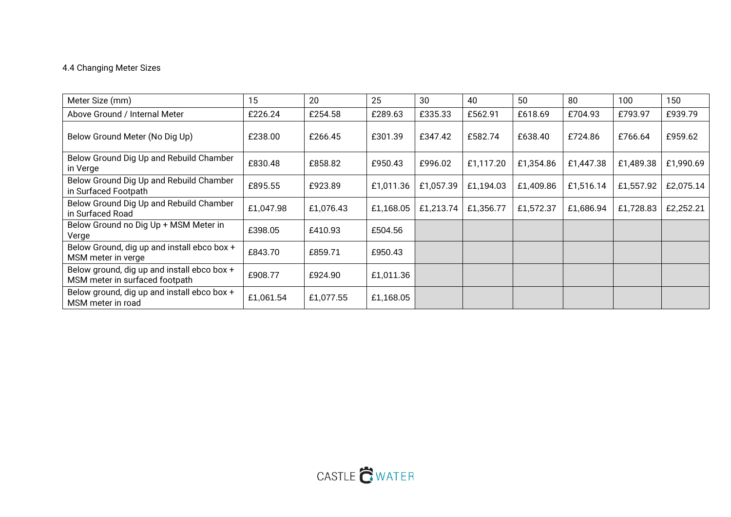4.4 Changing Meter Sizes

| Meter Size (mm) | 15 | 20 | 25 | 30 | 40 | 50 | 80 | 100 | 150 |
|---|---|---|---|---|---|---|---|---|---|
| Above Ground / Internal Meter | £226.24 | £254.58 | £289.63 | £335.33 | £562.91 | £618.69 | £704.93 | £793.97 | £939.79 |
| Below Ground Meter (No Dig Up) | £238.00 | £266.45 | £301.39 | £347.42 | £582.74 | £638.40 | £724.86 | £766.64 | £959.62 |
| Below Ground Dig Up and Rebuild Chamber in Verge | £830.48 | £858.82 | £950.43 | £996.02 | £1,117.20 | £1,354.86 | £1,447.38 | £1,489.38 | £1,990.69 |
| Below Ground Dig Up and Rebuild Chamber in Surfaced Footpath | £895.55 | £923.89 | £1,011.36 | £1,057.39 | £1,194.03 | £1,409.86 | £1,516.14 | £1,557.92 | £2,075.14 |
| Below Ground Dig Up and Rebuild Chamber in Surfaced Road | £1,047.98 | £1,076.43 | £1,168.05 | £1,213.74 | £1,356.77 | £1,572.37 | £1,686.94 | £1,728.83 | £2,252.21 |
| Below Ground no Dig Up + MSM Meter in Verge | £398.05 | £410.93 | £504.56 | | | | | | |
| Below Ground, dig up and install ebco box + MSM meter in verge | £843.70 | £859.71 | £950.43 | | | | | | |
| Below ground, dig up and install ebco box + MSM meter in surfaced footpath | £908.77 | £924.90 | £1,011.36 | | | | | | |
| Below ground, dig up and install ebco box + MSM meter in road | £1,061.54 | £1,077.55 | £1,168.05 | | | | | | |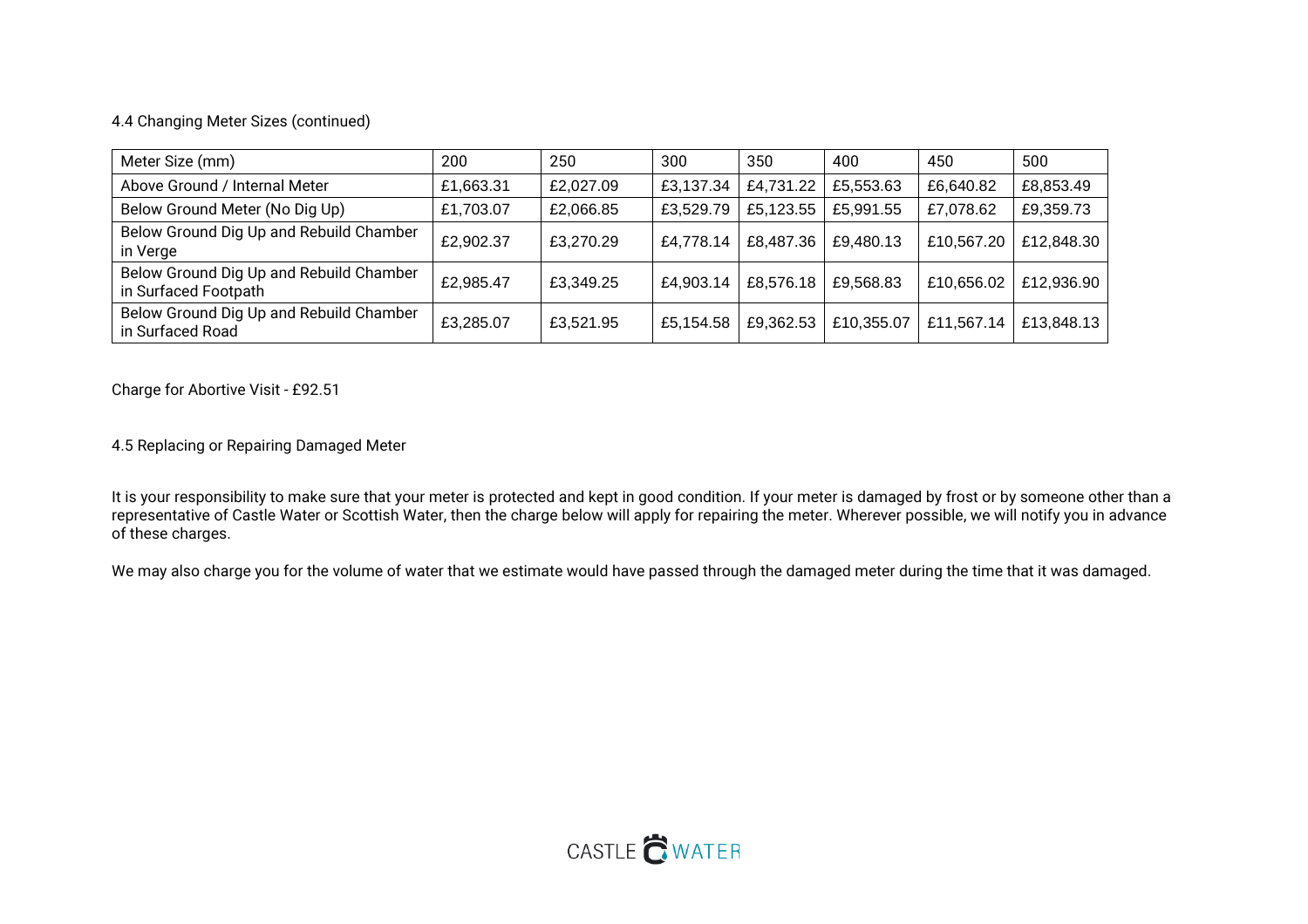4.4 Changing Meter Sizes (continued)

| Meter Size (mm) | 200 | 250 | 300 | 350 | 400 | 450 | 500 |
|---|---|---|---|---|---|---|---|
| Above Ground / Internal Meter | £1,663.31 | £2,027.09 | £3,137.34 | £4,731.22 | £5,553.63 | £6,640.82 | £8,853.49 |
| Below Ground Meter (No Dig Up) | £1,703.07 | £2,066.85 | £3,529.79 | £5,123.55 | £5,991.55 | £7,078.62 | £9,359.73 |
| Below Ground Dig Up and Rebuild Chamber in Verge | £2,902.37 | £3,270.29 | £4,778.14 | £8,487.36 | £9,480.13 | £10,567.20 | £12,848.30 |
| Below Ground Dig Up and Rebuild Chamber in Surfaced Footpath | £2,985.47 | £3,349.25 | £4,903.14 | £8,576.18 | £9,568.83 | £10,656.02 | £12,936.90 |
| Below Ground Dig Up and Rebuild Chamber in Surfaced Road | £3,285.07 | £3,521.95 | £5,154.58 | £9,362.53 | £10,355.07 | £11,567.14 | £13,848.13 |

Charge for Abortive Visit - £92.51

4.5 Replacing or Repairing Damaged Meter

It is your responsibility to make sure that your meter is protected and kept in good condition. If your meter is damaged by frost or by someone other than a representative of Castle Water or Scottish Water, then the charge below will apply for repairing the meter. Wherever possible, we will notify you in advance of these charges.

We may also charge you for the volume of water that we estimate would have passed through the damaged meter during the time that it was damaged.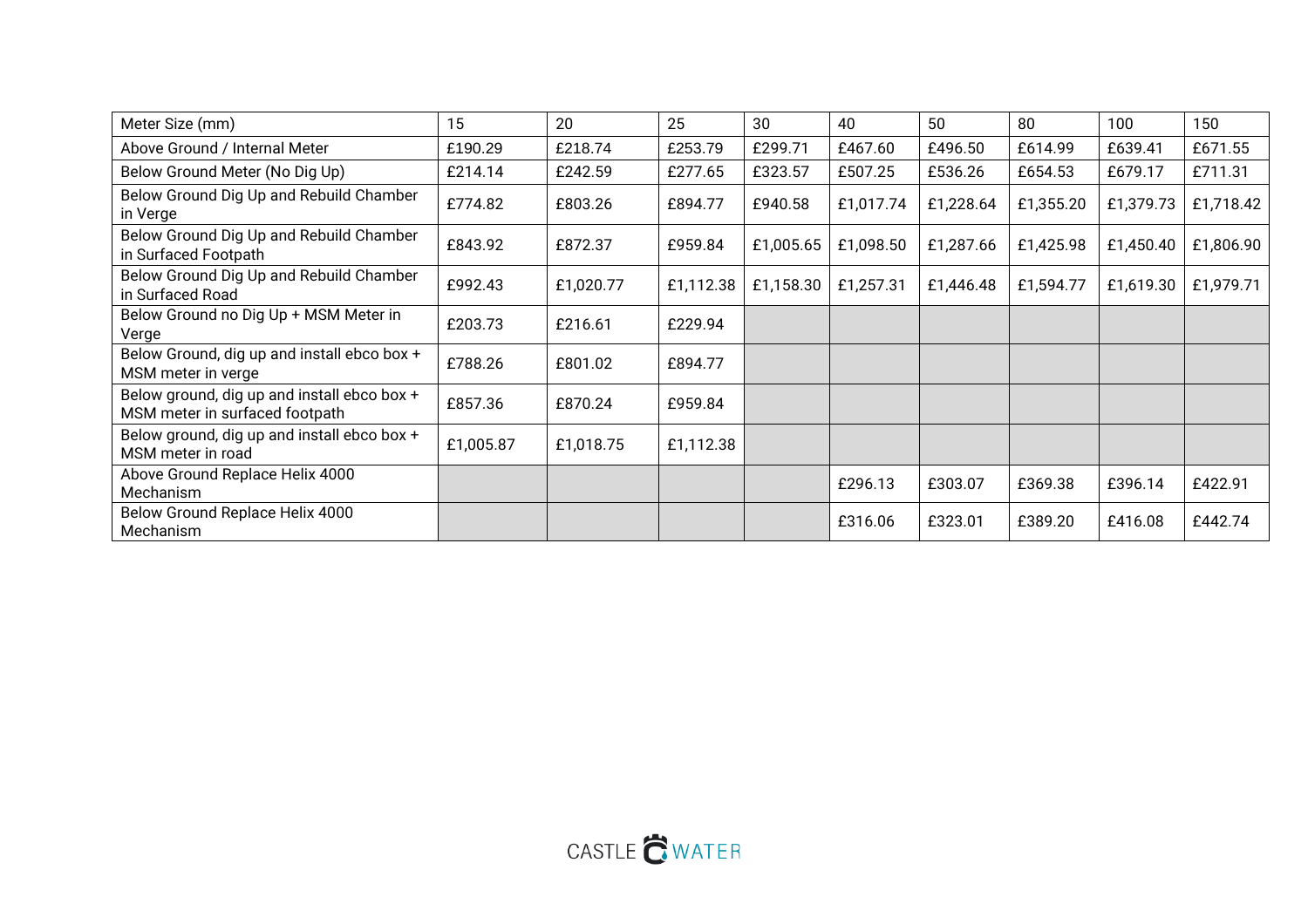| Meter Size (mm) | 15 | 20 | 25 | 30 | 40 | 50 | 80 | 100 | 150 |
|---|---|---|---|---|---|---|---|---|---|
| Above Ground / Internal Meter | £190.29 | £218.74 | £253.79 | £299.71 | £467.60 | £496.50 | £614.99 | £639.41 | £671.55 |
| Below Ground Meter (No Dig Up) | £214.14 | £242.59 | £277.65 | £323.57 | £507.25 | £536.26 | £654.53 | £679.17 | £711.31 |
| Below Ground Dig Up and Rebuild Chamber in Verge | £774.82 | £803.26 | £894.77 | £940.58 | £1,017.74 | £1,228.64 | £1,355.20 | £1,379.73 | £1,718.42 |
| Below Ground Dig Up and Rebuild Chamber in Surfaced Footpath | £843.92 | £872.37 | £959.84 | £1,005.65 | £1,098.50 | £1,287.66 | £1,425.98 | £1,450.40 | £1,806.90 |
| Below Ground Dig Up and Rebuild Chamber in Surfaced Road | £992.43 | £1,020.77 | £1,112.38 | £1,158.30 | £1,257.31 | £1,446.48 | £1,594.77 | £1,619.30 | £1,979.71 |
| Below Ground no Dig Up + MSM Meter in Verge | £203.73 | £216.61 | £229.94 | | | | | | |
| Below Ground, dig up and install ebco box + MSM meter in verge | £788.26 | £801.02 | £894.77 | | | | | | |
| Below ground, dig up and install ebco box + MSM meter in surfaced footpath | £857.36 | £870.24 | £959.84 | | | | | | |
| Below ground, dig up and install ebco box + MSM meter in road | £1,005.87 | £1,018.75 | £1,112.38 | | | | | | |
| Above Ground Replace Helix 4000 Mechanism | | | | | £296.13 | £303.07 | £369.38 | £396.14 | £422.91 |
| Below Ground Replace Helix 4000 Mechanism | | | | | £316.06 | £323.01 | £389.20 | £416.08 | £442.74 |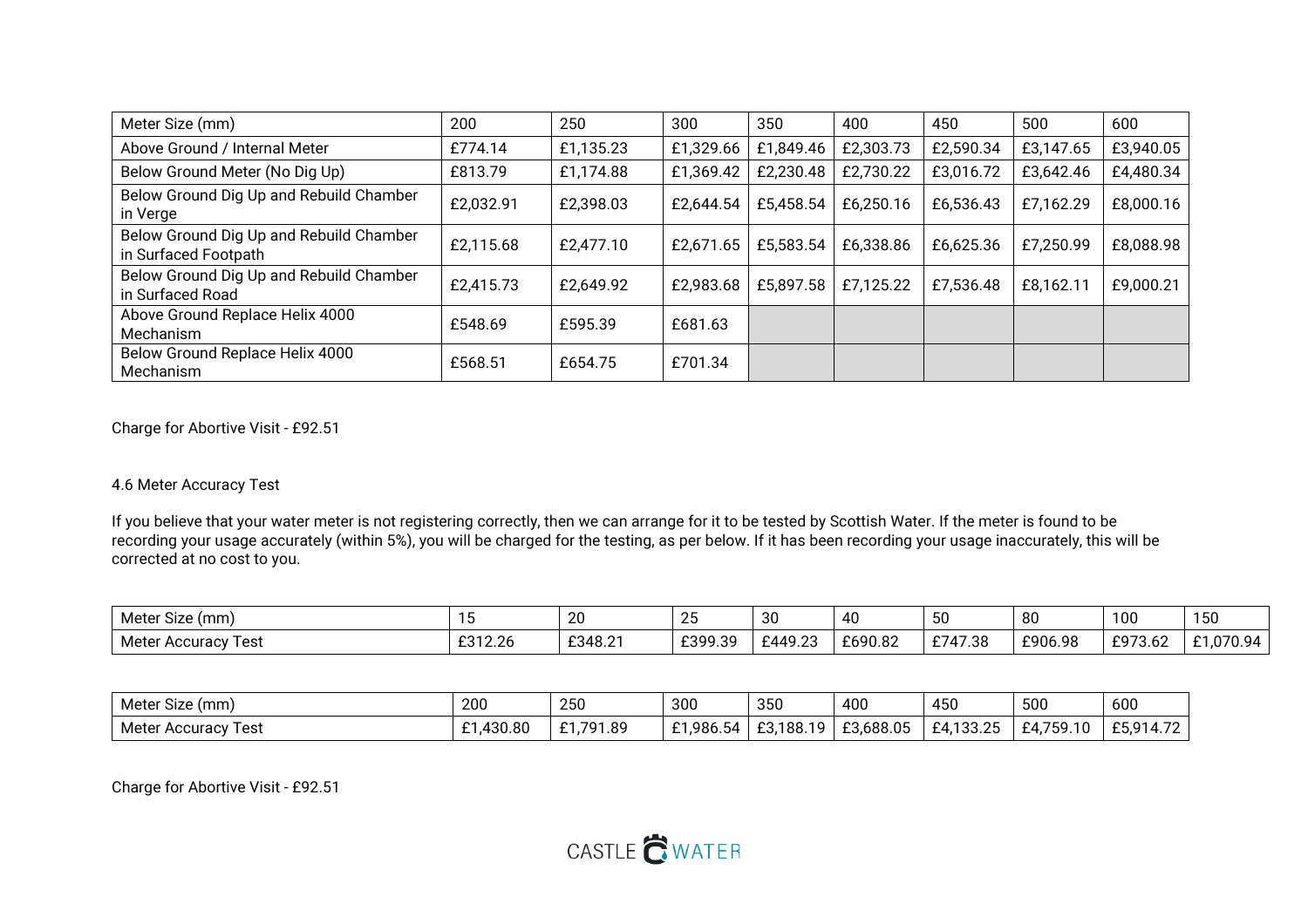| Meter Size (mm) | 200 | 250 | 300 | 350 | 400 | 450 | 500 | 600 |
|---|---|---|---|---|---|---|---|---|
| Above Ground / Internal Meter | £774.14 | £1,135.23 | £1,329.66 | £1,849.46 | £2,303.73 | £2,590.34 | £3,147.65 | £3,940.05 |
| Below Ground Meter (No Dig Up) | £813.79 | £1,174.88 | £1,369.42 | £2,230.48 | £2,730.22 | £3,016.72 | £3,642.46 | £4,480.34 |
| Below Ground Dig Up and Rebuild Chamber in Verge | £2,032.91 | £2,398.03 | £2,644.54 | £5,458.54 | £6,250.16 | £6,536.43 | £7,162.29 | £8,000.16 |
| Below Ground Dig Up and Rebuild Chamber in Surfaced Footpath | £2,115.68 | £2,477.10 | £2,671.65 | £5,583.54 | £6,338.86 | £6,625.36 | £7,250.99 | £8,088.98 |
| Below Ground Dig Up and Rebuild Chamber in Surfaced Road | £2,415.73 | £2,649.92 | £2,983.68 | £5,897.58 | £7,125.22 | £7,536.48 | £8,162.11 | £9,000.21 |
| Above Ground Replace Helix 4000 Mechanism | £548.69 | £595.39 | £681.63 | | | | | |
| Below Ground Replace Helix 4000 Mechanism | £568.51 | £654.75 | £701.34 | | | | | |

Charge for Abortive Visit - £92.51

4.6 Meter Accuracy Test

If you believe that your water meter is not registering correctly, then we can arrange for it to be tested by Scottish Water. If the meter is found to be recording your usage accurately (within 5%), you will be charged for the testing, as per below. If it has been recording your usage inaccurately, this will be corrected at no cost to you.

| Meter Size (mm) | 15 | 20 | 25 | 30 | 40 | 50 | 80 | 100 | 150 |
|---|---|---|---|---|---|---|---|---|---|
| Meter Accuracy Test | £312.26 | £348.21 | £399.39 | £449.23 | £690.82 | £747.38 | £906.98 | £973.62 | £1,070.94 |

| Meter Size (mm) | 200 | 250 | 300 | 350 | 400 | 450 | 500 | 600 |
|---|---|---|---|---|---|---|---|---|
| Meter Accuracy Test | £1,430.80 | £1,791.89 | £1,986.54 | £3,188.19 | £3,688.05 | £4,133.25 | £4,759.10 | £5,914.72 |

Charge for Abortive Visit - £92.51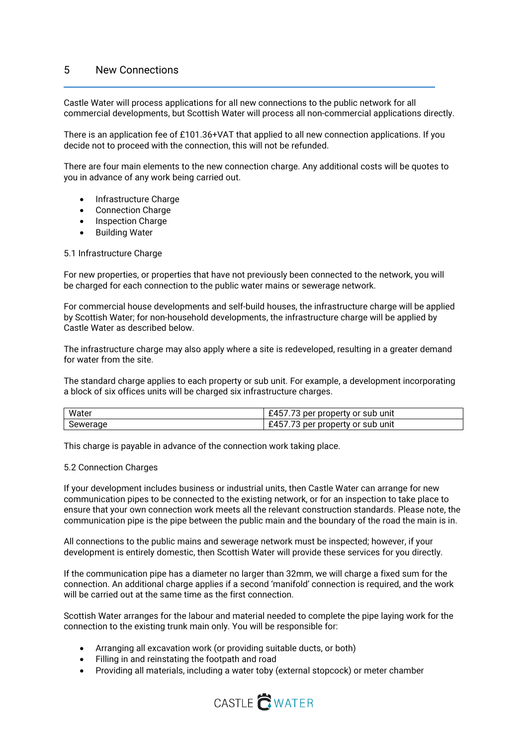## 5 New Connections

Castle Water will process applications for all new connections to the public network for all commercial developments, but Scottish Water will process all non-commercial applications directly.

There is an application fee of £101.36+VAT that applied to all new connection applications. If you decide not to proceed with the connection, this will not be refunded.

There are four main elements to the new connection charge. Any additional costs will be quotes to you in advance of any work being carried out.

- Infrastructure Charge
- Connection Charge
- Inspection Charge
- Building Water

### 5.1 Infrastructure Charge

For new properties, or properties that have not previously been connected to the network, you will be charged for each connection to the public water mains or sewerage network.

For commercial house developments and self-build houses, the infrastructure charge will be applied by Scottish Water; for non-household developments, the infrastructure charge will be applied by Castle Water as described below.

The infrastructure charge may also apply where a site is redeveloped, resulting in a greater demand for water from the site.

The standard charge applies to each property or sub unit. For example, a development incorporating a block of six offices units will be charged six infrastructure charges.

| Water | £457.73 per property or sub unit |
|---|---|
| Sewerage | £457.73 per property or sub unit |

This charge is payable in advance of the connection work taking place.

### 5.2 Connection Charges

If your development includes business or industrial units, then Castle Water can arrange for new communication pipes to be connected to the existing network, or for an inspection to take place to ensure that your own connection work meets all the relevant construction standards. Please note, the communication pipe is the pipe between the public main and the boundary of the road the main is in.

All connections to the public mains and sewerage network must be inspected; however, if your development is entirely domestic, then Scottish Water will provide these services for you directly.

If the communication pipe has a diameter no larger than 32mm, we will charge a fixed sum for the connection. An additional charge applies if a second 'manifold' connection is required, and the work will be carried out at the same time as the first connection.

Scottish Water arranges for the labour and material needed to complete the pipe laying work for the connection to the existing trunk main only. You will be responsible for:

- Arranging all excavation work (or providing suitable ducts, or both)
- Filling in and reinstating the footpath and road
- Providing all materials, including a water toby (external stopcock) or meter chamber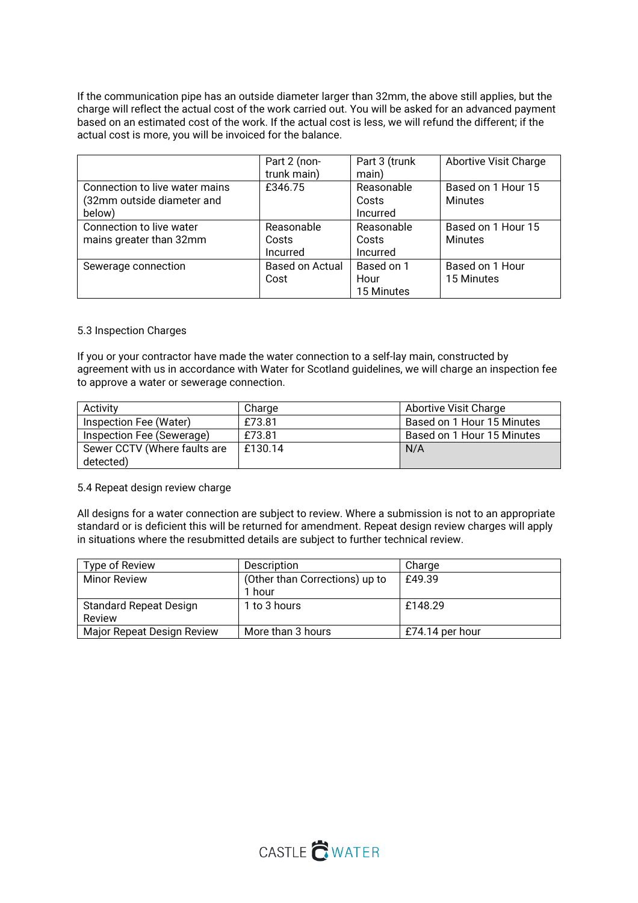If the communication pipe has an outside diameter larger than 32mm, the above still applies, but the charge will reflect the actual cost of the work carried out. You will be asked for an advanced payment based on an estimated cost of the work. If the actual cost is less, we will refund the different; if the actual cost is more, you will be invoiced for the balance.

| | Part 2 (non-trunk main) | Part 3 (trunk main) | Abortive Visit Charge |
|---|---|---|---|
| Connection to live water mains (32mm outside diameter and below) | £346.75 | Reasonable Costs Incurred | Based on 1 Hour 15 Minutes |
| Connection to live water mains greater than 32mm | Reasonable Costs Incurred | Reasonable Costs Incurred | Based on 1 Hour 15 Minutes |
| Sewerage connection | Based on Actual Cost | Based on 1 Hour 15 Minutes | Based on 1 Hour 15 Minutes |

5.3 Inspection Charges

If you or your contractor have made the water connection to a self-lay main, constructed by agreement with us in accordance with Water for Scotland guidelines, we will charge an inspection fee to approve a water or sewerage connection.

| Activity | Charge | Abortive Visit Charge |
|---|---|---|
| Inspection Fee (Water) | £73.81 | Based on 1 Hour 15 Minutes |
| Inspection Fee (Sewerage) | £73.81 | Based on 1 Hour 15 Minutes |
| Sewer CCTV (Where faults are detected) | £130.14 | N/A |

5.4 Repeat design review charge

All designs for a water connection are subject to review. Where a submission is not to an appropriate standard or is deficient this will be returned for amendment. Repeat design review charges will apply in situations where the resubmitted details are subject to further technical review.

| Type of Review | Description | Charge |
|---|---|---|
| Minor Review | (Other than Corrections) up to 1 hour | £49.39 |
| Standard Repeat Design Review | 1 to 3 hours | £148.29 |
| Major Repeat Design Review | More than 3 hours | £74.14 per hour |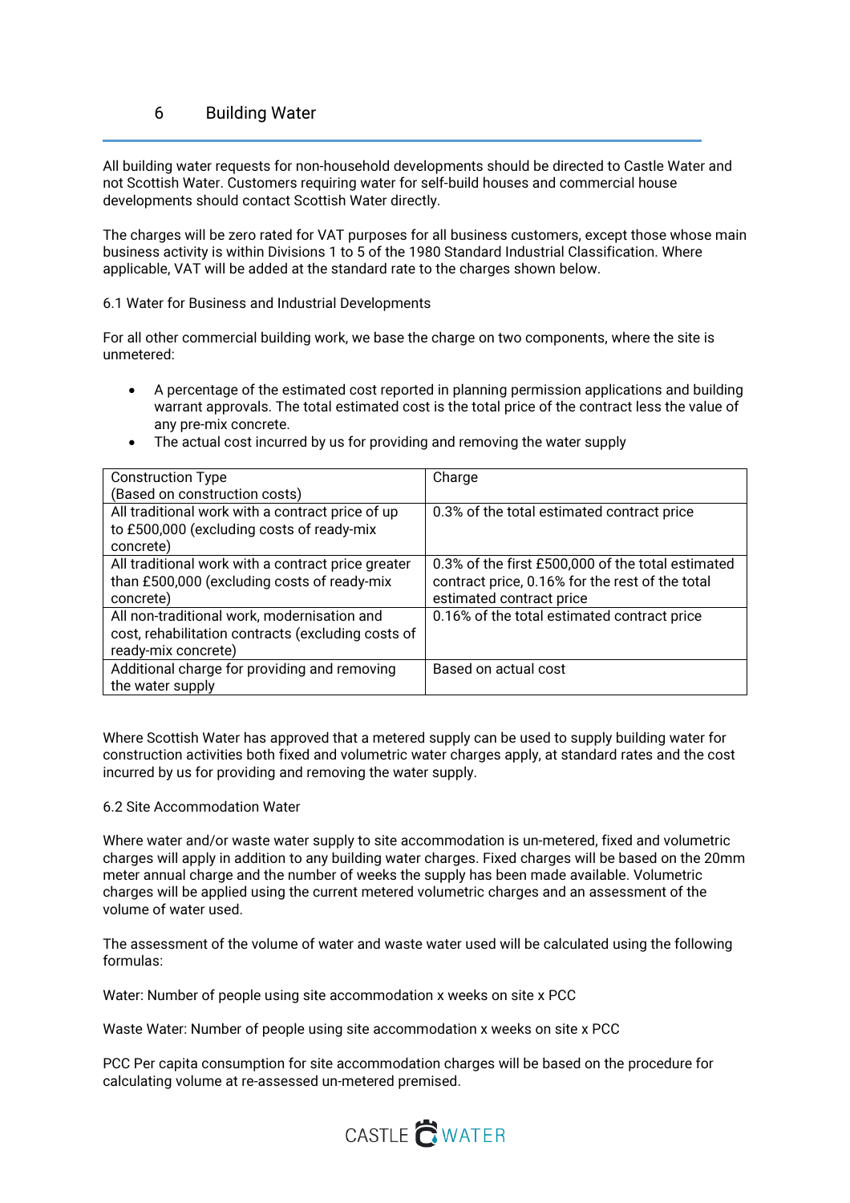# 6 Building Water

All building water requests for non-household developments should be directed to Castle Water and not Scottish Water. Customers requiring water for self-build houses and commercial house developments should contact Scottish Water directly.

The charges will be zero rated for VAT purposes for all business customers, except those whose main business activity is within Divisions 1 to 5 of the 1980 Standard Industrial Classification. Where applicable, VAT will be added at the standard rate to the charges shown below.

## 6.1 Water for Business and Industrial Developments

For all other commercial building work, we base the charge on two components, where the site is unmetered:

- A percentage of the estimated cost reported in planning permission applications and building warrant approvals. The total estimated cost is the total price of the contract less the value of any pre-mix concrete.
- The actual cost incurred by us for providing and removing the water supply

| Construction Type (Based on construction costs) | Charge |
| --- | --- |
| All traditional work with a contract price of up to £500,000 (excluding costs of ready-mix concrete) | 0.3% of the total estimated contract price |
| All traditional work with a contract price greater than £500,000 (excluding costs of ready-mix concrete) | 0.3% of the first £500,000 of the total estimated contract price, 0.16% for the rest of the total estimated contract price |
| All non-traditional work, modernisation and cost, rehabilitation contracts (excluding costs of ready-mix concrete) | 0.16% of the total estimated contract price |
| Additional charge for providing and removing the water supply | Based on actual cost |

Where Scottish Water has approved that a metered supply can be used to supply building water for construction activities both fixed and volumetric water charges apply, at standard rates and the cost incurred by us for providing and removing the water supply.

## 6.2 Site Accommodation Water

Where water and/or waste water supply to site accommodation is un-metered, fixed and volumetric charges will apply in addition to any building water charges. Fixed charges will be based on the 20mm meter annual charge and the number of weeks the supply has been made available. Volumetric charges will be applied using the current metered volumetric charges and an assessment of the volume of water used.

The assessment of the volume of water and waste water used will be calculated using the following formulas:

Water: Number of people using site accommodation x weeks on site x PCC

Waste Water: Number of people using site accommodation x weeks on site x PCC

PCC Per capita consumption for site accommodation charges will be based on the procedure for calculating volume at re-assessed un-metered premised.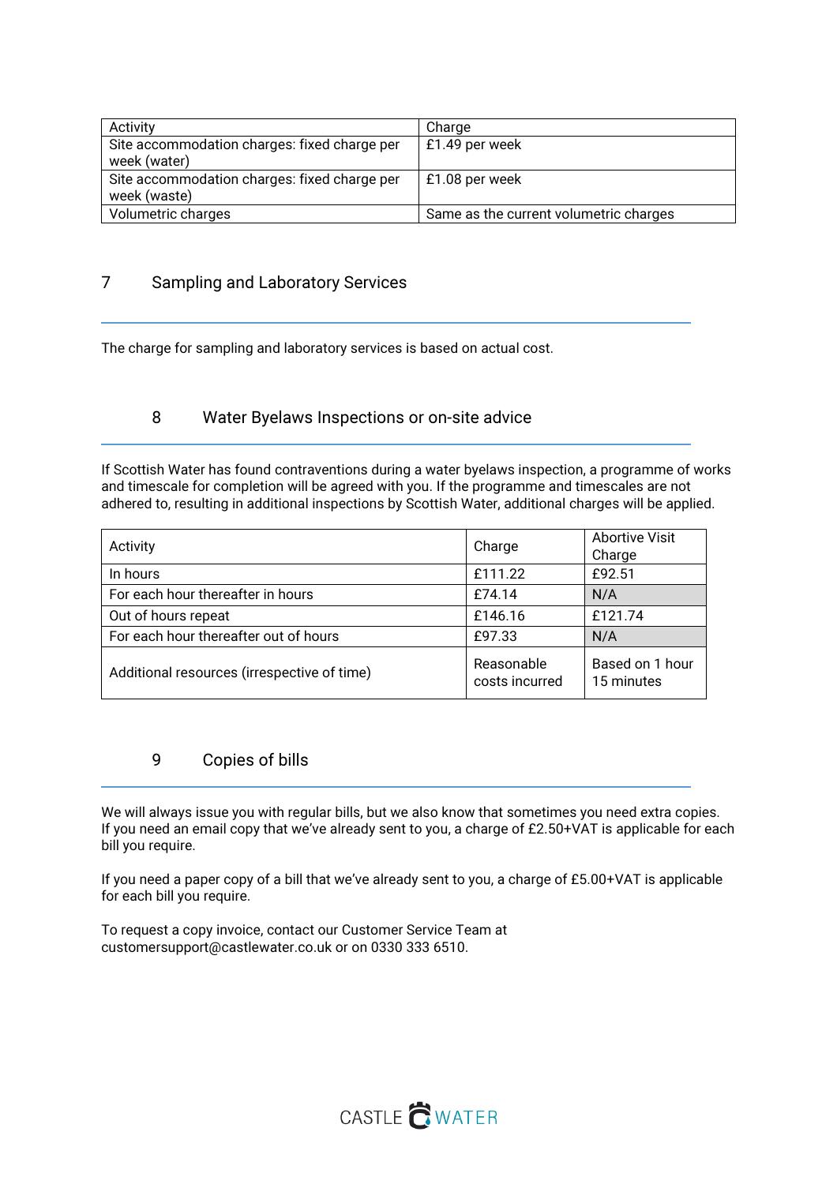| Activity | Charge |
|---|---|
| Site accommodation charges: fixed charge per week (water) | £1.49 per week |
| Site accommodation charges: fixed charge per week (waste) | £1.08 per week |
| Volumetric charges | Same as the current volumetric charges |

## 7 Sampling and Laboratory Services

The charge for sampling and laboratory services is based on actual cost.

## 8 Water Byelaws Inspections or on-site advice

If Scottish Water has found contraventions during a water byelaws inspection, a programme of works and timescale for completion will be agreed with you. If the programme and timescales are not adhered to, resulting in additional inspections by Scottish Water, additional charges will be applied.

| Activity | Charge | Abortive Visit Charge |
|---|---|---|
| In hours | £111.22 | £92.51 |
| For each hour thereafter in hours | £74.14 | N/A |
| Out of hours repeat | £146.16 | £121.74 |
| For each hour thereafter out of hours | £97.33 | N/A |
| Additional resources (irrespective of time) | Reasonable costs incurred | Based on 1 hour 15 minutes |

## 9 Copies of bills

We will always issue you with regular bills, but we also know that sometimes you need extra copies. If you need an email copy that we've already sent to you, a charge of £2.50+VAT is applicable for each bill you require.

If you need a paper copy of a bill that we've already sent to you, a charge of £5.00+VAT is applicable for each bill you require.

To request a copy invoice, contact our Customer Service Team at customersupport@castlewater.co.uk or on 0330 333 6510.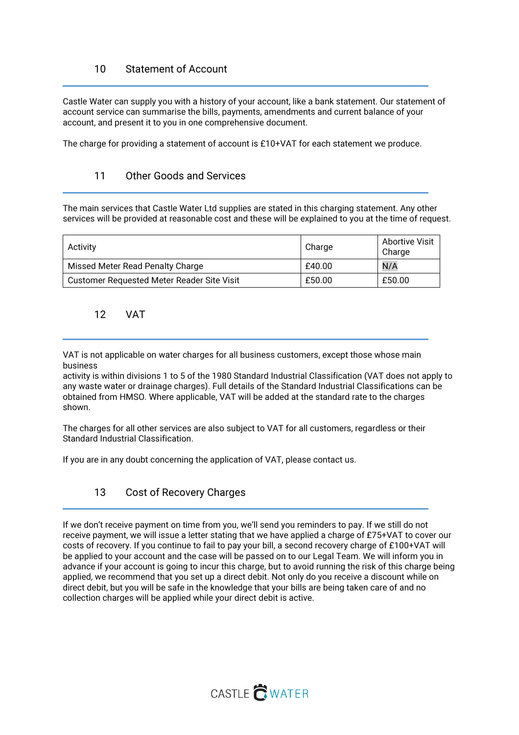## 10 Statement of Account

Castle Water can supply you with a history of your account, like a bank statement. Our statement of account service can summarise the bills, payments, amendments and current balance of your account, and present it to you in one comprehensive document.

The charge for providing a statement of account is £10+VAT for each statement we produce.

## 11 Other Goods and Services

The main services that Castle Water Ltd supplies are stated in this charging statement. Any other services will be provided at reasonable cost and these will be explained to you at the time of request.

| Activity | Charge | Abortive Visit Charge |
| --- | --- | --- |
| Missed Meter Read Penalty Charge | £40.00 | N/A |
| Customer Requested Meter Reader Site Visit | £50.00 | £50.00 |

## 12 VAT

VAT is not applicable on water charges for all business customers, except those whose main business
activity is within divisions 1 to 5 of the 1980 Standard Industrial Classification (VAT does not apply to any waste water or drainage charges). Full details of the Standard Industrial Classifications can be obtained from HMSO. Where applicable, VAT will be added at the standard rate to the charges shown.

The charges for all other services are also subject to VAT for all customers, regardless or their Standard Industrial Classification.

If you are in any doubt concerning the application of VAT, please contact us.

## 13 Cost of Recovery Charges

If we don't receive payment on time from you, we'll send you reminders to pay. If we still do not receive payment, we will issue a letter stating that we have applied a charge of £75+VAT to cover our costs of recovery. If you continue to fail to pay your bill, a second recovery charge of £100+VAT will be applied to your account and the case will be passed on to our Legal Team. We will inform you in advance if your account is going to incur this charge, but to avoid running the risk of this charge being applied, we recommend that you set up a direct debit. Not only do you receive a discount while on direct debit, but you will be safe in the knowledge that your bills are being taken care of and no collection charges will be applied while your direct debit is active.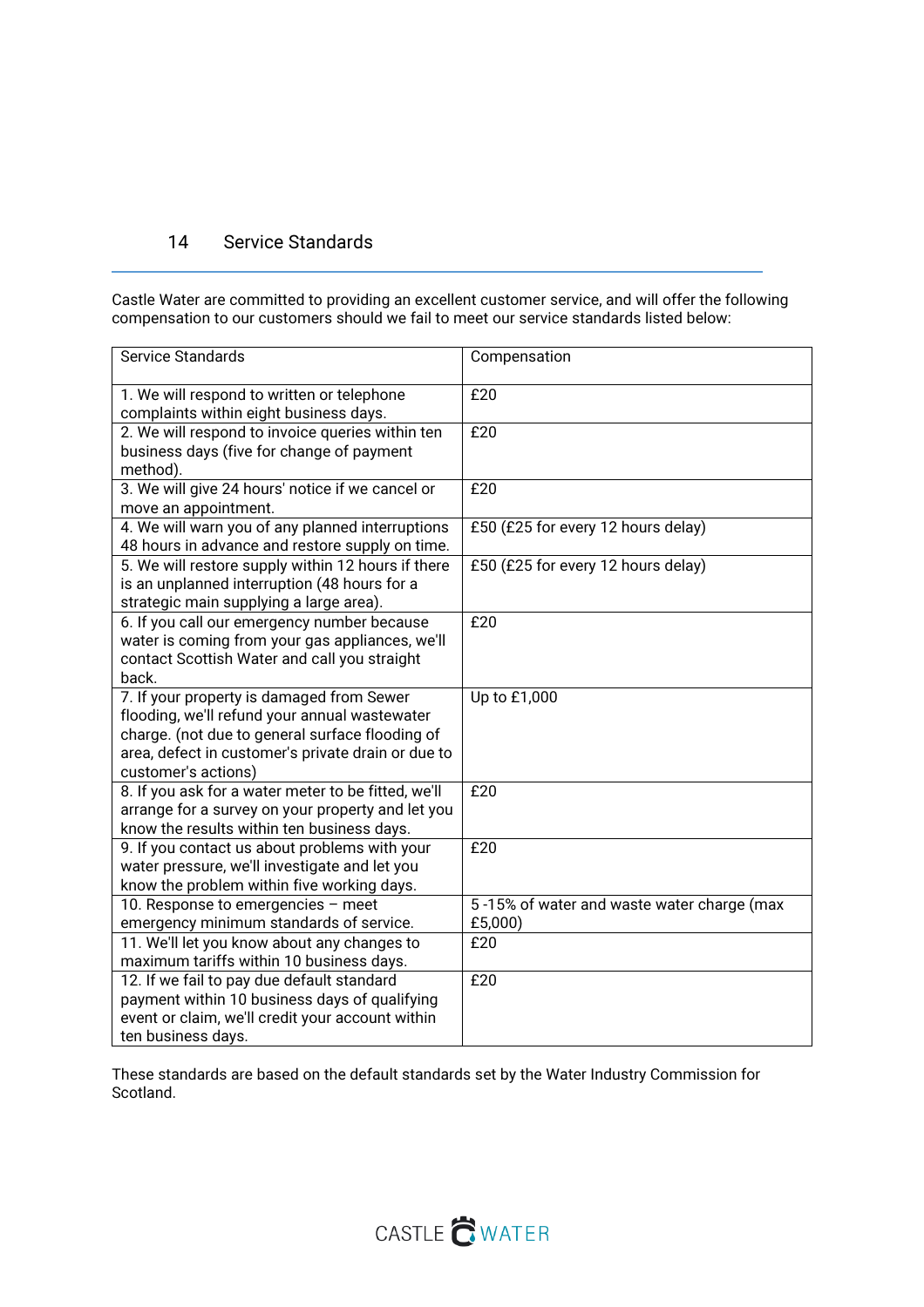## 14 Service Standards

Castle Water are committed to providing an excellent customer service, and will offer the following compensation to our customers should we fail to meet our service standards listed below:

| Service Standards | Compensation |
|---|---|
| 1. We will respond to written or telephone complaints within eight business days. | £20 |
| 2. We will respond to invoice queries within ten business days (five for change of payment method). | £20 |
| 3. We will give 24 hours' notice if we cancel or move an appointment. | £20 |
| 4. We will warn you of any planned interruptions 48 hours in advance and restore supply on time. | £50 (£25 for every 12 hours delay) |
| 5. We will restore supply within 12 hours if there is an unplanned interruption (48 hours for a strategic main supplying a large area). | £50 (£25 for every 12 hours delay) |
| 6. If you call our emergency number because water is coming from your gas appliances, we'll contact Scottish Water and call you straight back. | £20 |
| 7. If your property is damaged from Sewer flooding, we'll refund your annual wastewater charge. (not due to general surface flooding of area, defect in customer's private drain or due to customer's actions) | Up to £1,000 |
| 8. If you ask for a water meter to be fitted, we'll arrange for a survey on your property and let you know the results within ten business days. | £20 |
| 9. If you contact us about problems with your water pressure, we'll investigate and let you know the problem within five working days. | £20 |
| 10. Response to emergencies – meet emergency minimum standards of service. | 5 -15% of water and waste water charge (max £5,000) |
| 11. We'll let you know about any changes to maximum tariffs within 10 business days. | £20 |
| 12. If we fail to pay due default standard payment within 10 business days of qualifying event or claim, we'll credit your account within ten business days. | £20 |

These standards are based on the default standards set by the Water Industry Commission for Scotland.